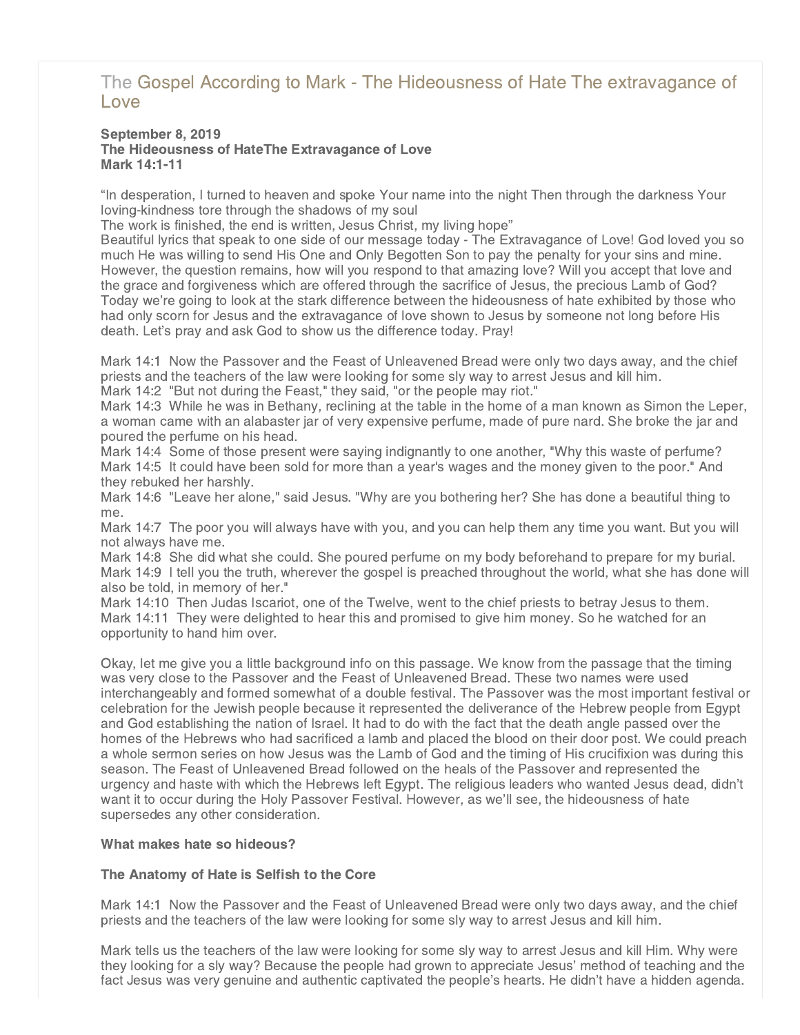# The Gospel According to Mark - The Hideousness of Hate The extravagance of Love

**September 8, 2019**
**The Hideousness of HateThe Extravagance of Love**
**Mark 14:1-11**

"In desperation, I turned to heaven and spoke Your name into the night Then through the darkness Your loving-kindness tore through the shadows of my soul
The work is finished, the end is written, Jesus Christ, my living hope"
Beautiful lyrics that speak to one side of our message today - The Extravagance of Love! God loved you so much He was willing to send His One and Only Begotten Son to pay the penalty for your sins and mine. However, the question remains, how will you respond to that amazing love? Will you accept that love and the grace and forgiveness which are offered through the sacrifice of Jesus, the precious Lamb of God? Today we're going to look at the stark difference between the hideousness of hate exhibited by those who had only scorn for Jesus and the extravagance of love shown to Jesus by someone not long before His death. Let's pray and ask God to show us the difference today. Pray!

Mark 14:1 Now the Passover and the Feast of Unleavened Bread were only two days away, and the chief priests and the teachers of the law were looking for some sly way to arrest Jesus and kill him.
Mark 14:2 "But not during the Feast," they said, "or the people may riot."
Mark 14:3 While he was in Bethany, reclining at the table in the home of a man known as Simon the Leper, a woman came with an alabaster jar of very expensive perfume, made of pure nard. She broke the jar and poured the perfume on his head.
Mark 14:4 Some of those present were saying indignantly to one another, "Why this waste of perfume?
Mark 14:5 It could have been sold for more than a year's wages and the money given to the poor." And they rebuked her harshly.
Mark 14:6 "Leave her alone," said Jesus. "Why are you bothering her? She has done a beautiful thing to me.
Mark 14:7 The poor you will always have with you, and you can help them any time you want. But you will not always have me.
Mark 14:8 She did what she could. She poured perfume on my body beforehand to prepare for my burial.
Mark 14:9 I tell you the truth, wherever the gospel is preached throughout the world, what she has done will also be told, in memory of her."
Mark 14:10 Then Judas Iscariot, one of the Twelve, went to the chief priests to betray Jesus to them.
Mark 14:11 They were delighted to hear this and promised to give him money. So he watched for an opportunity to hand him over.

Okay, let me give you a little background info on this passage. We know from the passage that the timing was very close to the Passover and the Feast of Unleavened Bread. These two names were used interchangeably and formed somewhat of a double festival. The Passover was the most important festival or celebration for the Jewish people because it represented the deliverance of the Hebrew people from Egypt and God establishing the nation of Israel. It had to do with the fact that the death angle passed over the homes of the Hebrews who had sacrificed a lamb and placed the blood on their door post. We could preach a whole sermon series on how Jesus was the Lamb of God and the timing of His crucifixion was during this season. The Feast of Unleavened Bread followed on the heals of the Passover and represented the urgency and haste with which the Hebrews left Egypt. The religious leaders who wanted Jesus dead, didn't want it to occur during the Holy Passover Festival. However, as we'll see, the hideousness of hate supersedes any other consideration.

**What makes hate so hideous?**

**The Anatomy of Hate is Selfish to the Core**

Mark 14:1 Now the Passover and the Feast of Unleavened Bread were only two days away, and the chief priests and the teachers of the law were looking for some sly way to arrest Jesus and kill him.

Mark tells us the teachers of the law were looking for some sly way to arrest Jesus and kill Him. Why were they looking for a sly way? Because the people had grown to appreciate Jesus' method of teaching and the fact Jesus was very genuine and authentic captivated the people's hearts. He didn't have a hidden agenda.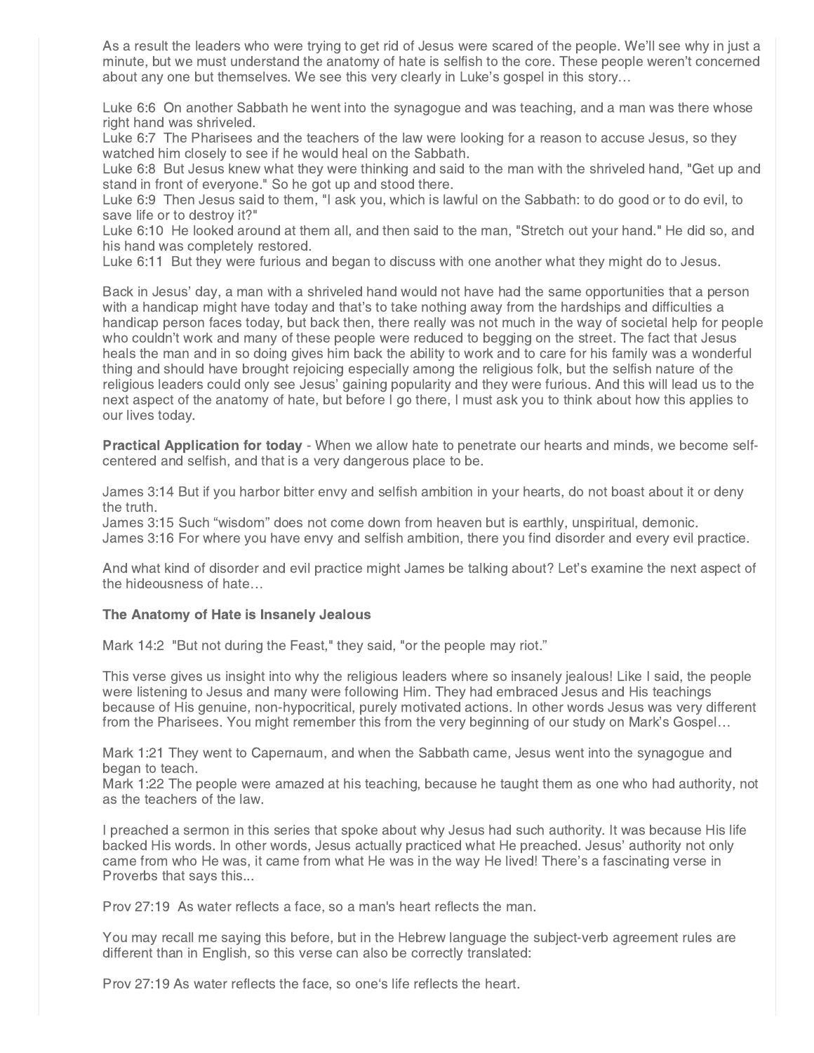As a result the leaders who were trying to get rid of Jesus were scared of the people. We'll see why in just a minute, but we must understand the anatomy of hate is selfish to the core. These people weren't concerned about any one but themselves. We see this very clearly in Luke's gospel in this story…

Luke 6:6 On another Sabbath he went into the synagogue and was teaching, and a man was there whose right hand was shriveled.
Luke 6:7 The Pharisees and the teachers of the law were looking for a reason to accuse Jesus, so they watched him closely to see if he would heal on the Sabbath.
Luke 6:8 But Jesus knew what they were thinking and said to the man with the shriveled hand, "Get up and stand in front of everyone." So he got up and stood there.
Luke 6:9 Then Jesus said to them, "I ask you, which is lawful on the Sabbath: to do good or to do evil, to save life or to destroy it?"
Luke 6:10 He looked around at them all, and then said to the man, "Stretch out your hand." He did so, and his hand was completely restored.
Luke 6:11 But they were furious and began to discuss with one another what they might do to Jesus.

Back in Jesus' day, a man with a shriveled hand would not have had the same opportunities that a person with a handicap might have today and that's to take nothing away from the hardships and difficulties a handicap person faces today, but back then, there really was not much in the way of societal help for people who couldn't work and many of these people were reduced to begging on the street. The fact that Jesus heals the man and in so doing gives him back the ability to work and to care for his family was a wonderful thing and should have brought rejoicing especially among the religious folk, but the selfish nature of the religious leaders could only see Jesus' gaining popularity and they were furious. And this will lead us to the next aspect of the anatomy of hate, but before I go there, I must ask you to think about how this applies to our lives today.

**Practical Application for today** - When we allow hate to penetrate our hearts and minds, we become self-centered and selfish, and that is a very dangerous place to be.

James 3:14 But if you harbor bitter envy and selfish ambition in your hearts, do not boast about it or deny the truth.
James 3:15 Such "wisdom" does not come down from heaven but is earthly, unspiritual, demonic.
James 3:16 For where you have envy and selfish ambition, there you find disorder and every evil practice.

And what kind of disorder and evil practice might James be talking about? Let's examine the next aspect of the hideousness of hate…

**The Anatomy of Hate is Insanely Jealous**

Mark 14:2 "But not during the Feast," they said, "or the people may riot."

This verse gives us insight into why the religious leaders where so insanely jealous! Like I said, the people were listening to Jesus and many were following Him. They had embraced Jesus and His teachings because of His genuine, non-hypocritical, purely motivated actions. In other words Jesus was very different from the Pharisees. You might remember this from the very beginning of our study on Mark's Gospel…

Mark 1:21 They went to Capernaum, and when the Sabbath came, Jesus went into the synagogue and began to teach.
Mark 1:22 The people were amazed at his teaching, because he taught them as one who had authority, not as the teachers of the law.

I preached a sermon in this series that spoke about why Jesus had such authority. It was because His life backed His words. In other words, Jesus actually practiced what He preached. Jesus' authority not only came from who He was, it came from what He was in the way He lived! There's a fascinating verse in Proverbs that says this...

Prov 27:19 As water reflects a face, so a man's heart reflects the man.

You may recall me saying this before, but in the Hebrew language the subject-verb agreement rules are different than in English, so this verse can also be correctly translated:

Prov 27:19 As water reflects the face, so one's life reflects the heart.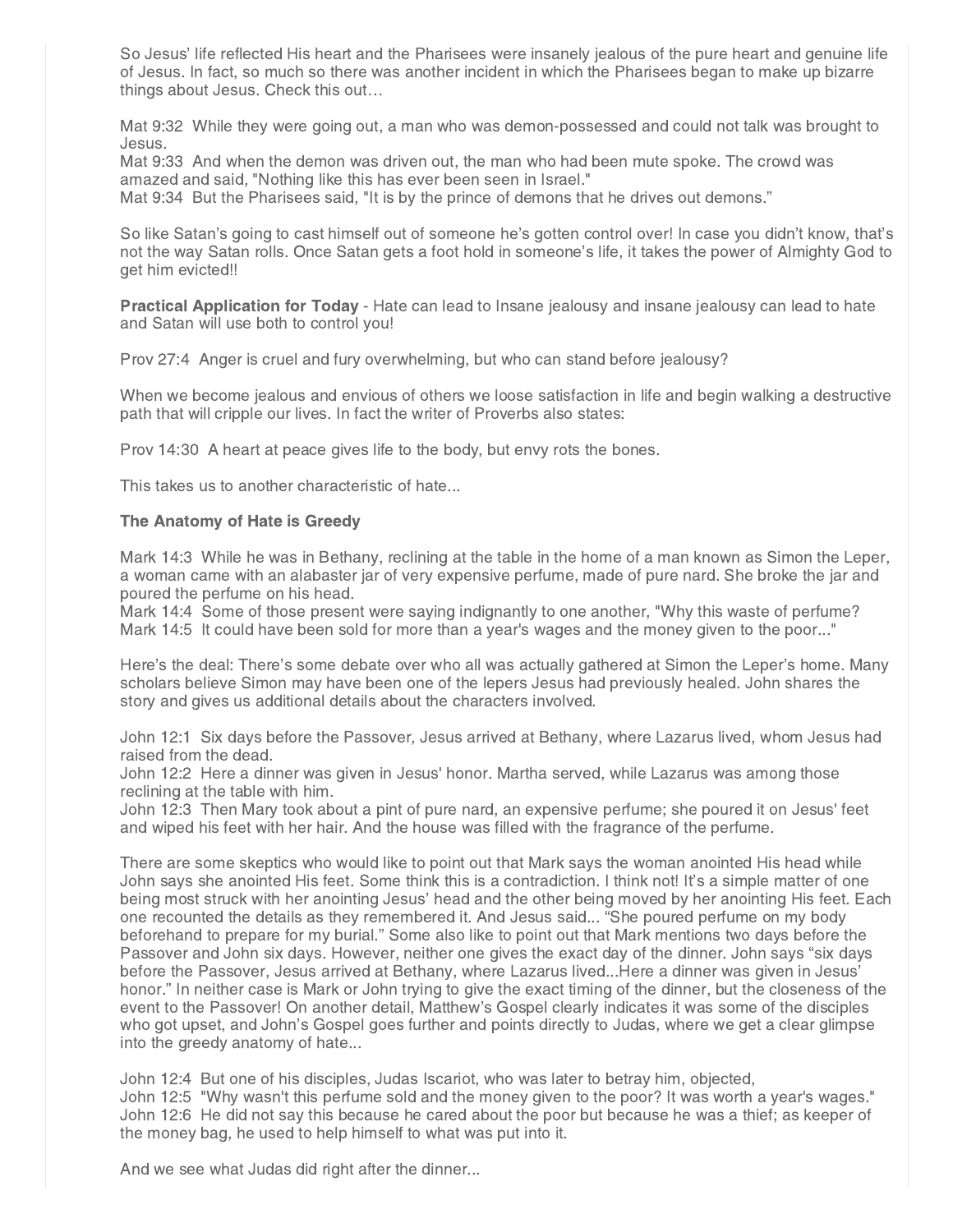So Jesus' life reflected His heart and the Pharisees were insanely jealous of the pure heart and genuine life of Jesus. In fact, so much so there was another incident in which the Pharisees began to make up bizarre things about Jesus. Check this out…

Mat 9:32 While they were going out, a man who was demon-possessed and could not talk was brought to Jesus.
Mat 9:33 And when the demon was driven out, the man who had been mute spoke. The crowd was amazed and said, "Nothing like this has ever been seen in Israel."
Mat 9:34 But the Pharisees said, "It is by the prince of demons that he drives out demons."

So like Satan's going to cast himself out of someone he's gotten control over! In case you didn't know, that's not the way Satan rolls. Once Satan gets a foot hold in someone's life, it takes the power of Almighty God to get him evicted!!

**Practical Application for Today** - Hate can lead to Insane jealousy and insane jealousy can lead to hate and Satan will use both to control you!

Prov 27:4 Anger is cruel and fury overwhelming, but who can stand before jealousy?

When we become jealous and envious of others we loose satisfaction in life and begin walking a destructive path that will cripple our lives. In fact the writer of Proverbs also states:

Prov 14:30 A heart at peace gives life to the body, but envy rots the bones.

This takes us to another characteristic of hate...

**The Anatomy of Hate is Greedy**

Mark 14:3 While he was in Bethany, reclining at the table in the home of a man known as Simon the Leper, a woman came with an alabaster jar of very expensive perfume, made of pure nard. She broke the jar and poured the perfume on his head.
Mark 14:4 Some of those present were saying indignantly to one another, "Why this waste of perfume?
Mark 14:5 It could have been sold for more than a year's wages and the money given to the poor..."

Here's the deal: There's some debate over who all was actually gathered at Simon the Leper's home. Many scholars believe Simon may have been one of the lepers Jesus had previously healed. John shares the story and gives us additional details about the characters involved.

John 12:1 Six days before the Passover, Jesus arrived at Bethany, where Lazarus lived, whom Jesus had raised from the dead.
John 12:2 Here a dinner was given in Jesus' honor. Martha served, while Lazarus was among those reclining at the table with him.
John 12:3 Then Mary took about a pint of pure nard, an expensive perfume; she poured it on Jesus' feet and wiped his feet with her hair. And the house was filled with the fragrance of the perfume.

There are some skeptics who would like to point out that Mark says the woman anointed His head while John says she anointed His feet. Some think this is a contradiction. I think not! It's a simple matter of one being most struck with her anointing Jesus' head and the other being moved by her anointing His feet. Each one recounted the details as they remembered it. And Jesus said... "She poured perfume on my body beforehand to prepare for my burial." Some also like to point out that Mark mentions two days before the Passover and John six days. However, neither one gives the exact day of the dinner. John says "six days before the Passover, Jesus arrived at Bethany, where Lazarus lived...Here a dinner was given in Jesus' honor." In neither case is Mark or John trying to give the exact timing of the dinner, but the closeness of the event to the Passover! On another detail, Matthew's Gospel clearly indicates it was some of the disciples who got upset, and John's Gospel goes further and points directly to Judas, where we get a clear glimpse into the greedy anatomy of hate...

John 12:4 But one of his disciples, Judas Iscariot, who was later to betray him, objected,
John 12:5 "Why wasn't this perfume sold and the money given to the poor? It was worth a year's wages."
John 12:6 He did not say this because he cared about the poor but because he was a thief; as keeper of the money bag, he used to help himself to what was put into it.

And we see what Judas did right after the dinner...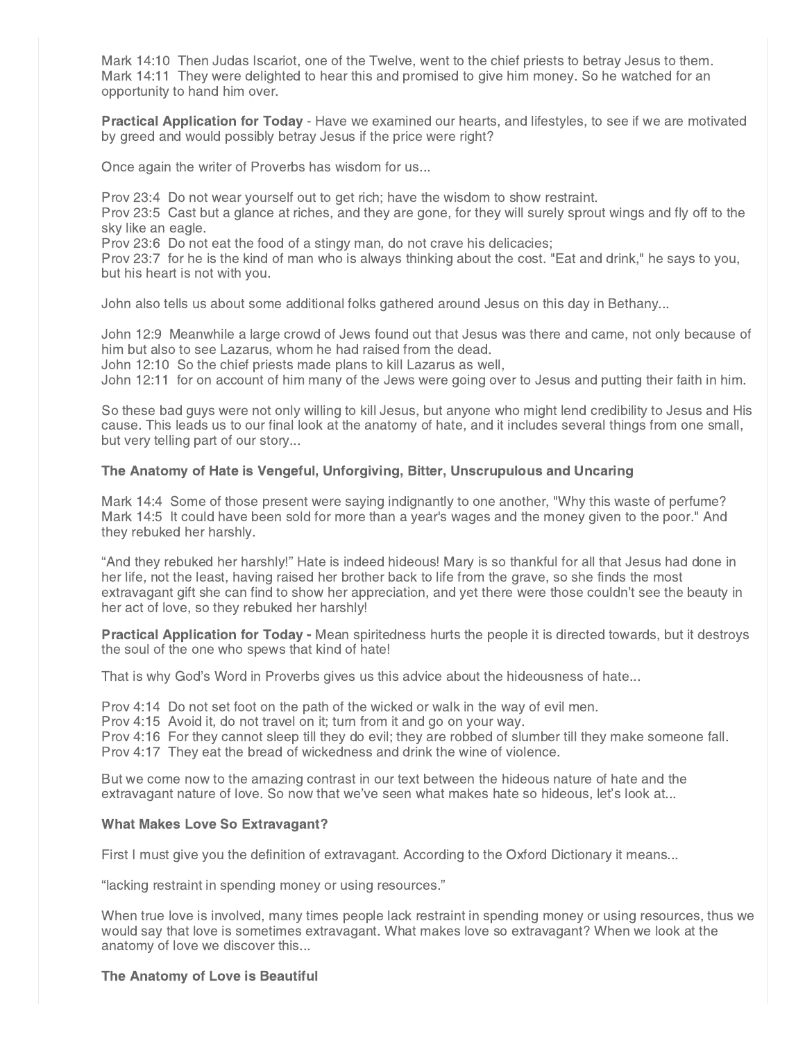Mark 14:10 Then Judas Iscariot, one of the Twelve, went to the chief priests to betray Jesus to them.
Mark 14:11 They were delighted to hear this and promised to give him money. So he watched for an opportunity to hand him over.

**Practical Application for Today** - Have we examined our hearts, and lifestyles, to see if we are motivated by greed and would possibly betray Jesus if the price were right?

Once again the writer of Proverbs has wisdom for us...

Prov 23:4 Do not wear yourself out to get rich; have the wisdom to show restraint.
Prov 23:5 Cast but a glance at riches, and they are gone, for they will surely sprout wings and fly off to the sky like an eagle.
Prov 23:6 Do not eat the food of a stingy man, do not crave his delicacies;
Prov 23:7 for he is the kind of man who is always thinking about the cost. "Eat and drink," he says to you, but his heart is not with you.

John also tells us about some additional folks gathered around Jesus on this day in Bethany...

John 12:9 Meanwhile a large crowd of Jews found out that Jesus was there and came, not only because of him but also to see Lazarus, whom he had raised from the dead.
John 12:10 So the chief priests made plans to kill Lazarus as well,
John 12:11 for on account of him many of the Jews were going over to Jesus and putting their faith in him.

So these bad guys were not only willing to kill Jesus, but anyone who might lend credibility to Jesus and His cause. This leads us to our final look at the anatomy of hate, and it includes several things from one small, but very telling part of our story...

**The Anatomy of Hate is Vengeful, Unforgiving, Bitter, Unscrupulous and Uncaring**

Mark 14:4 Some of those present were saying indignantly to one another, "Why this waste of perfume?
Mark 14:5 It could have been sold for more than a year's wages and the money given to the poor." And they rebuked her harshly.

"And they rebuked her harshly!" Hate is indeed hideous! Mary is so thankful for all that Jesus had done in her life, not the least, having raised her brother back to life from the grave, so she finds the most extravagant gift she can find to show her appreciation, and yet there were those couldn't see the beauty in her act of love, so they rebuked her harshly!

**Practical Application for Today -** Mean spiritedness hurts the people it is directed towards, but it destroys the soul of the one who spews that kind of hate!

That is why God's Word in Proverbs gives us this advice about the hideousness of hate...

Prov 4:14 Do not set foot on the path of the wicked or walk in the way of evil men.
Prov 4:15 Avoid it, do not travel on it; turn from it and go on your way.
Prov 4:16 For they cannot sleep till they do evil; they are robbed of slumber till they make someone fall.
Prov 4:17 They eat the bread of wickedness and drink the wine of violence.

But we come now to the amazing contrast in our text between the hideous nature of hate and the extravagant nature of love. So now that we've seen what makes hate so hideous, let's look at...

**What Makes Love So Extravagant?**

First I must give you the definition of extravagant. According to the Oxford Dictionary it means...

"lacking restraint in spending money or using resources."

When true love is involved, many times people lack restraint in spending money or using resources, thus we would say that love is sometimes extravagant. What makes love so extravagant? When we look at the anatomy of love we discover this...

**The Anatomy of Love is Beautiful**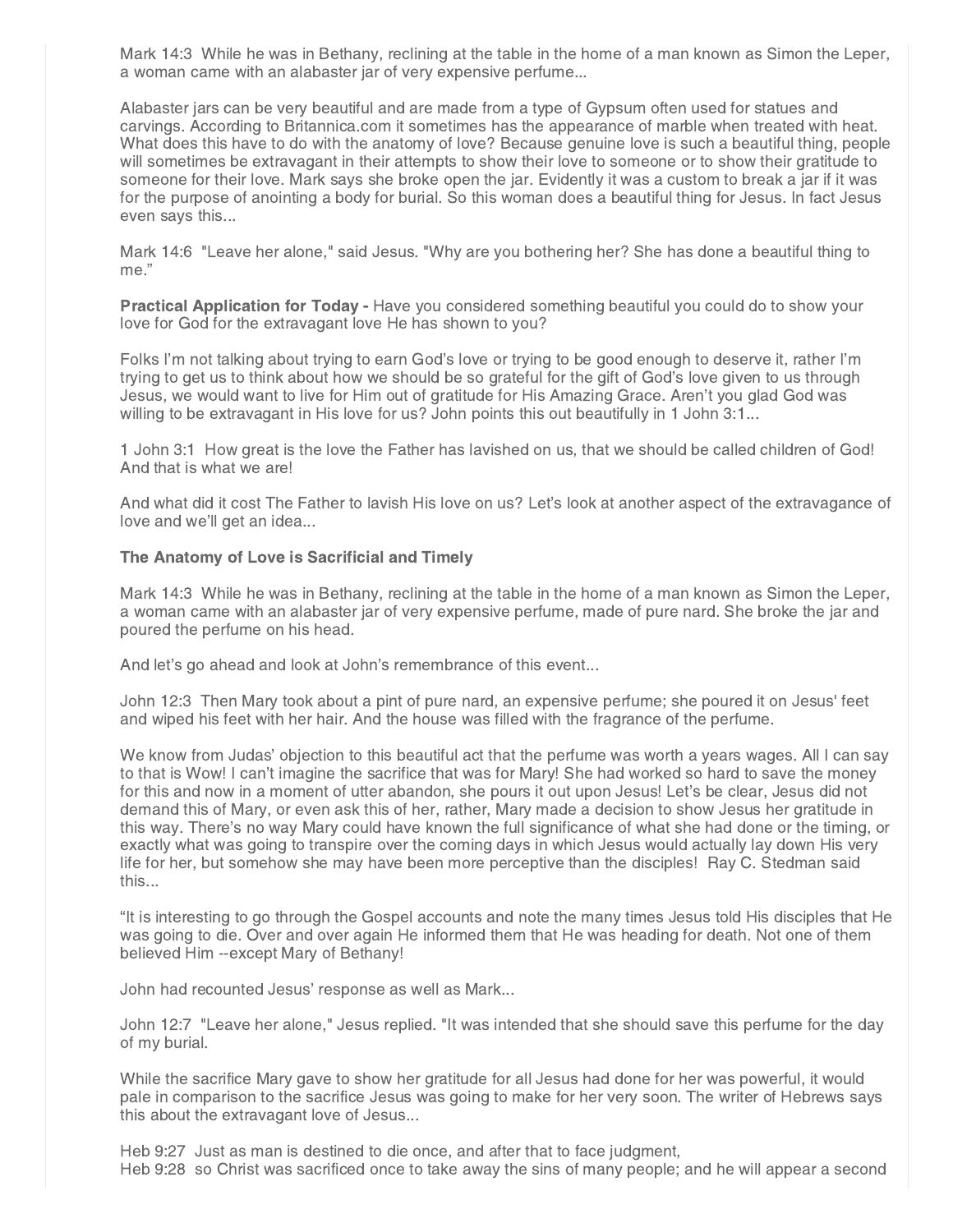Mark 14:3  While he was in Bethany, reclining at the table in the home of a man known as Simon the Leper, a woman came with an alabaster jar of very expensive perfume...

Alabaster jars can be very beautiful and are made from a type of Gypsum often used for statues and carvings. According to Britannica.com it sometimes has the appearance of marble when treated with heat. What does this have to do with the anatomy of love? Because genuine love is such a beautiful thing, people will sometimes be extravagant in their attempts to show their love to someone or to show their gratitude to someone for their love. Mark says she broke open the jar. Evidently it was a custom to break a jar if it was for the purpose of anointing a body for burial. So this woman does a beautiful thing for Jesus. In fact Jesus even says this...

Mark 14:6  "Leave her alone," said Jesus. "Why are you bothering her? She has done a beautiful thing to me."

**Practical Application for Today -** Have you considered something beautiful you could do to show your love for God for the extravagant love He has shown to you?

Folks I'm not talking about trying to earn God's love or trying to be good enough to deserve it, rather I'm trying to get us to think about how we should be so grateful for the gift of God's love given to us through Jesus, we would want to live for Him out of gratitude for His Amazing Grace. Aren't you glad God was willing to be extravagant in His love for us? John points this out beautifully in 1 John 3:1...

1 John 3:1  How great is the love the Father has lavished on us, that we should be called children of God! And that is what we are!

And what did it cost The Father to lavish His love on us? Let's look at another aspect of the extravagance of love and we'll get an idea...

**The Anatomy of Love is Sacrificial and Timely**

Mark 14:3  While he was in Bethany, reclining at the table in the home of a man known as Simon the Leper, a woman came with an alabaster jar of very expensive perfume, made of pure nard. She broke the jar and poured the perfume on his head.

And let's go ahead and look at John's remembrance of this event...

John 12:3  Then Mary took about a pint of pure nard, an expensive perfume; she poured it on Jesus' feet and wiped his feet with her hair. And the house was filled with the fragrance of the perfume.

We know from Judas' objection to this beautiful act that the perfume was worth a years wages. All I can say to that is Wow! I can't imagine the sacrifice that was for Mary! She had worked so hard to save the money for this and now in a moment of utter abandon, she pours it out upon Jesus! Let's be clear, Jesus did not demand this of Mary, or even ask this of her, rather, Mary made a decision to show Jesus her gratitude in this way. There's no way Mary could have known the full significance of what she had done or the timing, or exactly what was going to transpire over the coming days in which Jesus would actually lay down His very life for her, but somehow she may have been more perceptive than the disciples! Ray C. Stedman said this...

"It is interesting to go through the Gospel accounts and note the many times Jesus told His disciples that He was going to die. Over and over again He informed them that He was heading for death. Not one of them believed Him --except Mary of Bethany!

John had recounted Jesus' response as well as Mark...

John 12:7  "Leave her alone," Jesus replied. "It was intended that she should save this perfume for the day of my burial.

While the sacrifice Mary gave to show her gratitude for all Jesus had done for her was powerful, it would pale in comparison to the sacrifice Jesus was going to make for her very soon. The writer of Hebrews says this about the extravagant love of Jesus...

Heb 9:27  Just as man is destined to die once, and after that to face judgment,
Heb 9:28  so Christ was sacrificed once to take away the sins of many people; and he will appear a second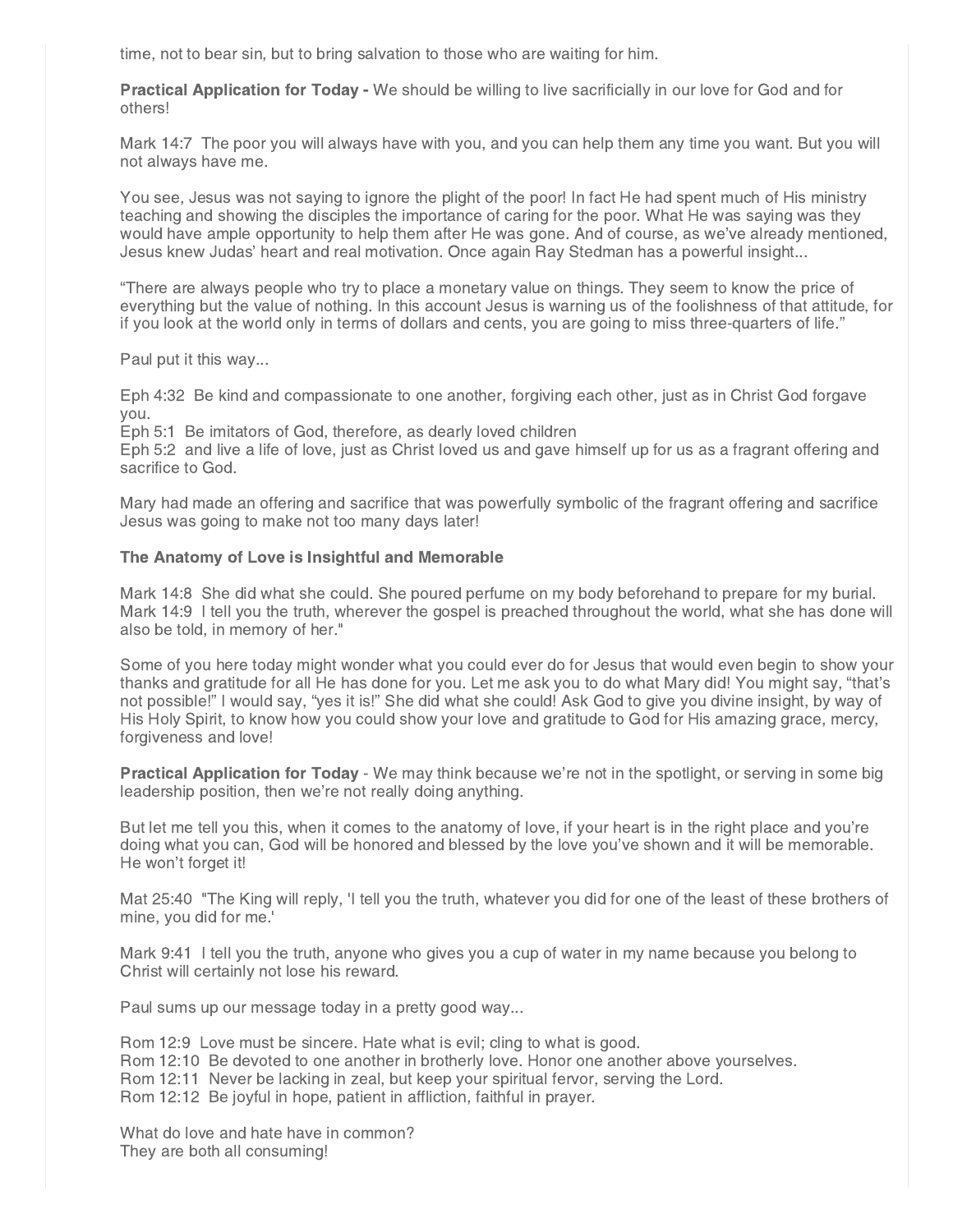time, not to bear sin, but to bring salvation to those who are waiting for him.

**Practical Application for Today -** We should be willing to live sacrificially in our love for God and for others!

Mark 14:7 The poor you will always have with you, and you can help them any time you want. But you will not always have me.

You see, Jesus was not saying to ignore the plight of the poor! In fact He had spent much of His ministry teaching and showing the disciples the importance of caring for the poor. What He was saying was they would have ample opportunity to help them after He was gone. And of course, as we've already mentioned, Jesus knew Judas' heart and real motivation. Once again Ray Stedman has a powerful insight...

"There are always people who try to place a monetary value on things. They seem to know the price of everything but the value of nothing. In this account Jesus is warning us of the foolishness of that attitude, for if you look at the world only in terms of dollars and cents, you are going to miss three-quarters of life."

Paul put it this way...

Eph 4:32 Be kind and compassionate to one another, forgiving each other, just as in Christ God forgave you.
Eph 5:1 Be imitators of God, therefore, as dearly loved children
Eph 5:2 and live a life of love, just as Christ loved us and gave himself up for us as a fragrant offering and sacrifice to God.

Mary had made an offering and sacrifice that was powerfully symbolic of the fragrant offering and sacrifice Jesus was going to make not too many days later!

**The Anatomy of Love is Insightful and Memorable**

Mark 14:8 She did what she could. She poured perfume on my body beforehand to prepare for my burial.
Mark 14:9 I tell you the truth, wherever the gospel is preached throughout the world, what she has done will also be told, in memory of her."

Some of you here today might wonder what you could ever do for Jesus that would even begin to show your thanks and gratitude for all He has done for you. Let me ask you to do what Mary did! You might say, "that's not possible!" I would say, "yes it is!" She did what she could! Ask God to give you divine insight, by way of His Holy Spirit, to know how you could show your love and gratitude to God for His amazing grace, mercy, forgiveness and love!

**Practical Application for Today** - We may think because we're not in the spotlight, or serving in some big leadership position, then we're not really doing anything.

But let me tell you this, when it comes to the anatomy of love, if your heart is in the right place and you're doing what you can, God will be honored and blessed by the love you've shown and it will be memorable. He won't forget it!

Mat 25:40 "The King will reply, 'I tell you the truth, whatever you did for one of the least of these brothers of mine, you did for me.'

Mark 9:41 I tell you the truth, anyone who gives you a cup of water in my name because you belong to Christ will certainly not lose his reward.

Paul sums up our message today in a pretty good way...

Rom 12:9 Love must be sincere. Hate what is evil; cling to what is good.
Rom 12:10 Be devoted to one another in brotherly love. Honor one another above yourselves.
Rom 12:11 Never be lacking in zeal, but keep your spiritual fervor, serving the Lord.
Rom 12:12 Be joyful in hope, patient in affliction, faithful in prayer.

What do love and hate have in common?
They are both all consuming!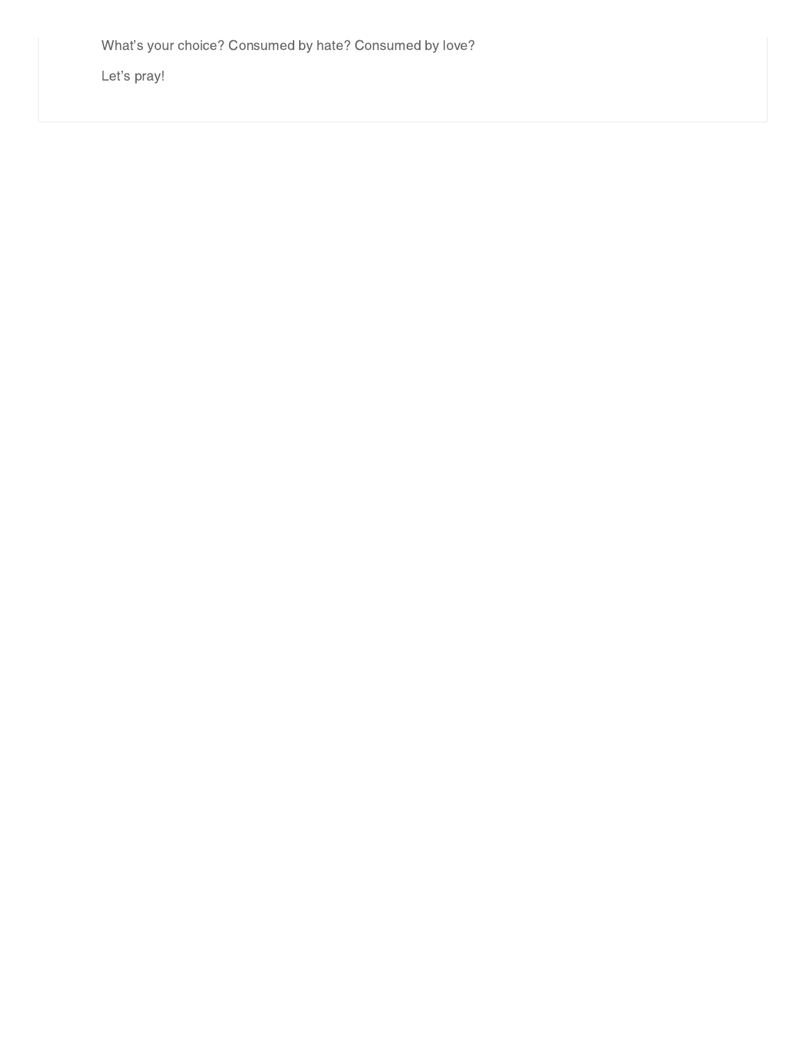What's your choice? Consumed by hate? Consumed by love?

Let's pray!